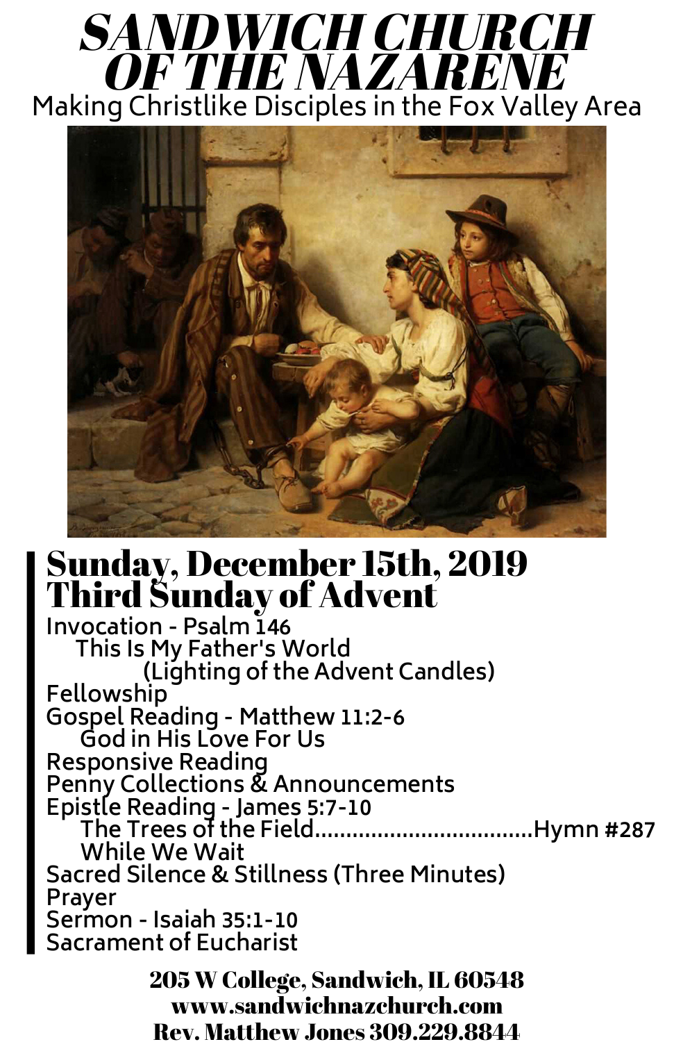# SANDWICH CHURCH OF THE NAZARENE

Making Christlike Disciples in the Fox Valley Area

## Sunday, December 15th, 2019
## Third Sunday of Advent

Invocation - Psalm 146

This Is My Father's World

(Lighting of the Advent Candles)

Fellowship

Gospel Reading - Matthew 11:2-6

God in His Love For Us

Responsive Reading

Penny Collections & Announcements

Epistle Reading - James 5:7-10

The Trees of the Field..................................Hymn #287

While We Wait

Sacred Silence & Stillness (Three Minutes)

Prayer

Sermon - Isaiah 35:1-10

Sacrament of Eucharist

**205 W College, Sandwich, IL 60548**
**www.sandwichnazchurch.com**
**Rev. Matthew Jones 309.229.8844**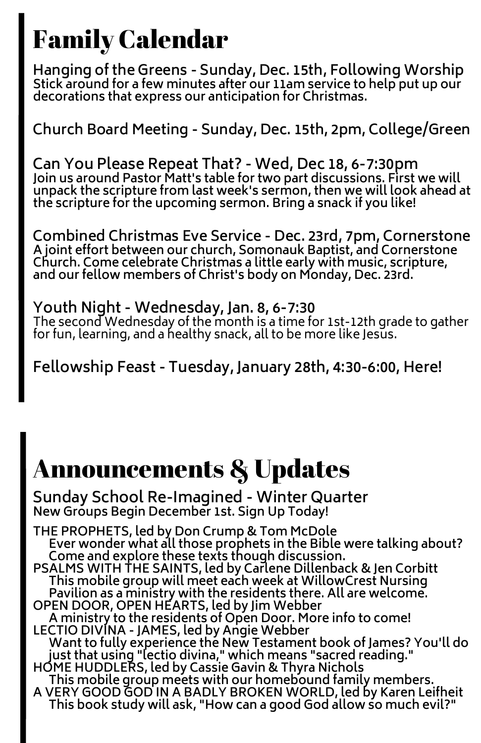# Family Calendar

**Hanging of the Greens - Sunday, Dec. 15th, Following Worship**
Stick around for a few minutes after our 11am service to help put up our decorations that express our anticipation for Christmas.

**Church Board Meeting - Sunday, Dec. 15th, 2pm, College/Green**

**Can You Please Repeat That? - Wed, Dec 18, 6-7:30pm**
Join us around Pastor Matt's table for two part discussions. First we will unpack the scripture from last week's sermon, then we will look ahead at the scripture for the upcoming sermon. Bring a snack if you like!

**Combined Christmas Eve Service - Dec. 23rd, 7pm, Cornerstone**
A joint effort between our church, Somonauk Baptist, and Cornerstone Church. Come celebrate Christmas a little early with music, scripture, and our fellow members of Christ's body on Monday, Dec. 23rd.

**Youth Night - Wednesday, Jan. 8, 6-7:30**
The second Wednesday of the month is a time for 1st-12th grade to gather for fun, learning, and a healthy snack, all to be more like Jesus.

**Fellowship Feast - Tuesday, January 28th, 4:30-6:00, Here!**

# Announcements & Updates

**Sunday School Re-Imagined - Winter Quarter**
New Groups Begin December 1st. Sign Up Today!

THE PROPHETS, led by Don Crump & Tom McDole
  Ever wonder what all those prophets in the Bible were talking about? Come and explore these texts though discussion.
PSALMS WITH THE SAINTS, led by Carlene Dillenback & Jen Corbitt
  This mobile group will meet each week at WillowCrest Nursing Pavilion as a ministry with the residents there. All are welcome.
OPEN DOOR, OPEN HEARTS, led by Jim Webber
  A ministry to the residents of Open Door. More info to come!
LECTIO DIVINA - JAMES, led by Angie Webber
  Want to fully experience the New Testament book of James? You'll do just that using "lectio divina," which means "sacred reading."
HOME HUDDLERS, led by Cassie Gavin & Thyra Nichols
  This mobile group meets with our homebound family members.
A VERY GOOD GOD IN A BADLY BROKEN WORLD, led by Karen Leifheit
  This book study will ask, "How can a good God allow so much evil?"